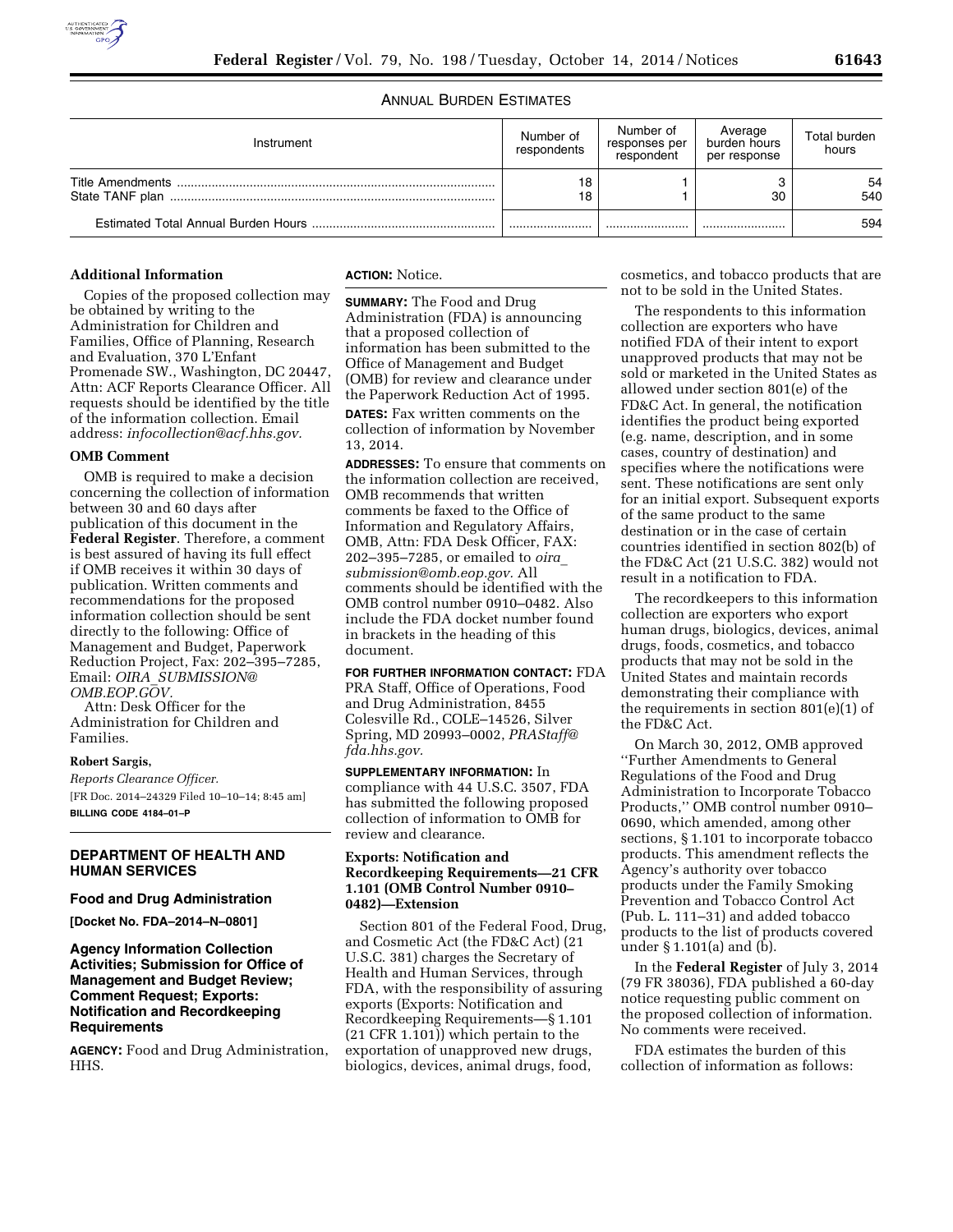ANNUAL BURDEN ESTIMATES

| Instrument | Number of respondents | Number of responses per respondent | Average burden hours per response | Total burden hours |
|---|---|---|---|---|
| Title Amendments | 18 | 1 | 3 | 54 |
| State TANF plan | 18 | 1 | 30 | 540 |
| Estimated Total Annual Burden Hours | | | | 594 |

**Additional Information**

Copies of the proposed collection may be obtained by writing to the Administration for Children and Families, Office of Planning, Research and Evaluation, 370 L'Enfant Promenade SW., Washington, DC 20447, Attn: ACF Reports Clearance Officer. All requests should be identified by the title of the information collection. Email address: *infocollection@acf.hhs.gov.*

**OMB Comment**

OMB is required to make a decision concerning the collection of information between 30 and 60 days after publication of this document in the **Federal Register**. Therefore, a comment is best assured of having its full effect if OMB receives it within 30 days of publication. Written comments and recommendations for the proposed information collection should be sent directly to the following: Office of Management and Budget, Paperwork Reduction Project, Fax: 202–395–7285, Email: *OIRA_SUBMISSION@OMB.EOP.GOV.*
Attn: Desk Officer for the Administration for Children and Families.

**Robert Sargis,**

*Reports Clearance Officer.*

[FR Doc. 2014–24329 Filed 10–10–14; 8:45 am]

**BILLING CODE 4184–01–P**

## DEPARTMENT OF HEALTH AND HUMAN SERVICES

### Food and Drug Administration

**[Docket No. FDA–2014–N–0801]**

### Agency Information Collection Activities; Submission for Office of Management and Budget Review; Comment Request; Exports: Notification and Recordkeeping Requirements

**AGENCY:** Food and Drug Administration, HHS.

**ACTION:** Notice.

**SUMMARY:** The Food and Drug Administration (FDA) is announcing that a proposed collection of information has been submitted to the Office of Management and Budget (OMB) for review and clearance under the Paperwork Reduction Act of 1995.

**DATES:** Fax written comments on the collection of information by November 13, 2014.

**ADDRESSES:** To ensure that comments on the information collection are received, OMB recommends that written comments be faxed to the Office of Information and Regulatory Affairs, OMB, Attn: FDA Desk Officer, FAX: 202–395–7285, or emailed to *oira_submission@omb.eop.gov.* All comments should be identified with the OMB control number 0910–0482. Also include the FDA docket number found in brackets in the heading of this document.

**FOR FURTHER INFORMATION CONTACT:** FDA PRA Staff, Office of Operations, Food and Drug Administration, 8455 Colesville Rd., COLE–14526, Silver Spring, MD 20993–0002, *PRAStaff@fda.hhs.gov.*

**SUPPLEMENTARY INFORMATION:** In compliance with 44 U.S.C. 3507, FDA has submitted the following proposed collection of information to OMB for review and clearance.

**Exports: Notification and Recordkeeping Requirements—21 CFR 1.101 (OMB Control Number 0910–0482)—Extension**

Section 801 of the Federal Food, Drug, and Cosmetic Act (the FD&C Act) (21 U.S.C. 381) charges the Secretary of Health and Human Services, through FDA, with the responsibility of assuring exports (Exports: Notification and Recordkeeping Requirements—§ 1.101 (21 CFR 1.101)) which pertain to the exportation of unapproved new drugs, biologics, devices, animal drugs, food, cosmetics, and tobacco products that are not to be sold in the United States.

The respondents to this information collection are exporters who have notified FDA of their intent to export unapproved products that may not be sold or marketed in the United States as allowed under section 801(e) of the FD&C Act. In general, the notification identifies the product being exported (e.g. name, description, and in some cases, country of destination) and specifies where the notifications were sent. These notifications are sent only for an initial export. Subsequent exports of the same product to the same destination or in the case of certain countries identified in section 802(b) of the FD&C Act (21 U.S.C. 382) would not result in a notification to FDA.

The recordkeepers to this information collection are exporters who export human drugs, biologics, devices, animal drugs, foods, cosmetics, and tobacco products that may not be sold in the United States and maintain records demonstrating their compliance with the requirements in section 801(e)(1) of the FD&C Act.

On March 30, 2012, OMB approved ''Further Amendments to General Regulations of the Food and Drug Administration to Incorporate Tobacco Products,'' OMB control number 0910–0690, which amended, among other sections, § 1.101 to incorporate tobacco products. This amendment reflects the Agency's authority over tobacco products under the Family Smoking Prevention and Tobacco Control Act (Pub. L. 111–31) and added tobacco products to the list of products covered under § 1.101(a) and (b).

In the **Federal Register** of July 3, 2014 (79 FR 38036), FDA published a 60-day notice requesting public comment on the proposed collection of information. No comments were received.

FDA estimates the burden of this collection of information as follows: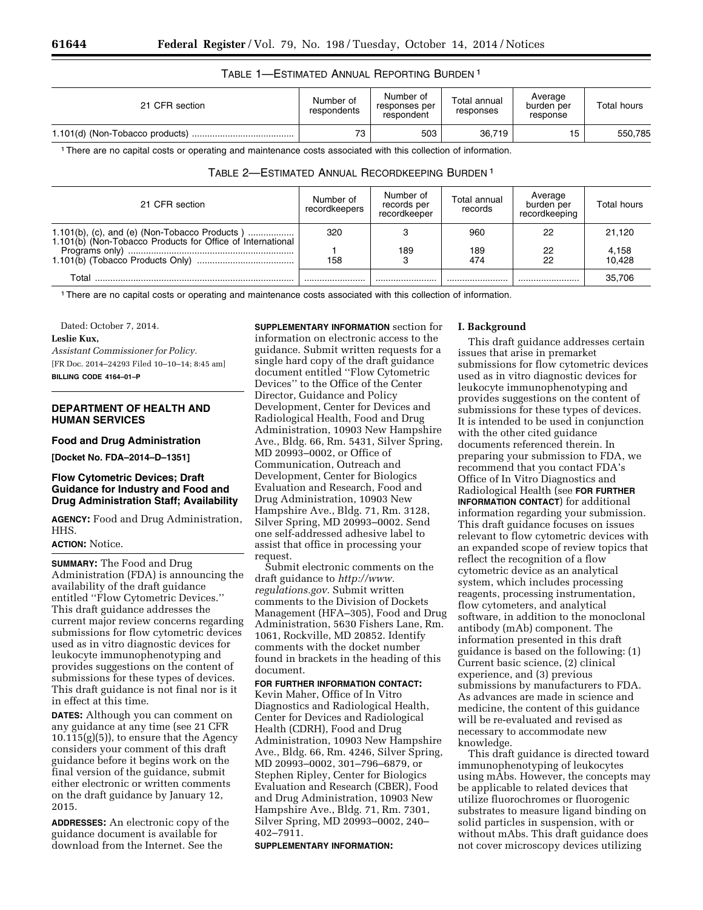TABLE 1—ESTIMATED ANNUAL REPORTING BURDEN [1]

| 21 CFR section | Number of respondents | Number of responses per respondent | Total annual responses | Average burden per response | Total hours |
|---|---|---|---|---|---|
| 1.101(d) (Non-Tobacco products) | 73 | 503 | 36,719 | 15 | 550,785 |

[1] There are no capital costs or operating and maintenance costs associated with this collection of information.

TABLE 2—ESTIMATED ANNUAL RECORDKEEPING BURDEN [1]

| 21 CFR section | Number of recordkeepers | Number of records per recordkeeper | Total annual records | Average burden per recordkeeping | Total hours |
|---|---|---|---|---|---|
| 1.101(b), (c), and (e) (Non-Tobacco Products ) | 320 | 3 | 960 | 22 | 21,120 |
| 1.101(b) (Non-Tobacco Products for Office of International Programs only) | 1 | 189 | 189 | 22 | 4,158 |
| 1.101(b) (Tobacco Products Only) | 158 | 3 | 474 | 22 | 10,428 |
| Total | | | | | 35,706 |

[1] There are no capital costs or operating and maintenance costs associated with this collection of information.

Dated: October 7, 2014.

**Leslie Kux,**

*Assistant Commissioner for Policy.*

[FR Doc. 2014–24293 Filed 10–10–14; 8:45 am]

**BILLING CODE 4164–01–P**

## DEPARTMENT OF HEALTH AND HUMAN SERVICES

### Food and Drug Administration

**[Docket No. FDA–2014–D–1351]**

### Flow Cytometric Devices; Draft Guidance for Industry and Food and Drug Administration Staff; Availability

**AGENCY:** Food and Drug Administration, HHS.

**ACTION:** Notice.

**SUMMARY:** The Food and Drug Administration (FDA) is announcing the availability of the draft guidance entitled ''Flow Cytometric Devices.'' This draft guidance addresses the current major review concerns regarding submissions for flow cytometric devices used as in vitro diagnostic devices for leukocyte immunophenotyping and provides suggestions on the content of submissions for these types of devices. This draft guidance is not final nor is it in effect at this time.

**DATES:** Although you can comment on any guidance at any time (see 21 CFR 10.115(g)(5)), to ensure that the Agency considers your comment of this draft guidance before it begins work on the final version of the guidance, submit either electronic or written comments on the draft guidance by January 12, 2015.

**ADDRESSES:** An electronic copy of the guidance document is available for download from the Internet. See the **SUPPLEMENTARY INFORMATION** section for information on electronic access to the guidance. Submit written requests for a single hard copy of the draft guidance document entitled ''Flow Cytometric Devices'' to the Office of the Center Director, Guidance and Policy Development, Center for Devices and Radiological Health, Food and Drug Administration, 10903 New Hampshire Ave., Bldg. 66, Rm. 5431, Silver Spring, MD 20993–0002, or Office of Communication, Outreach and Development, Center for Biologics Evaluation and Research, Food and Drug Administration, 10903 New Hampshire Ave., Bldg. 71, Rm. 3128, Silver Spring, MD 20993–0002. Send one self-addressed adhesive label to assist that office in processing your request.

Submit electronic comments on the draft guidance to *http://www.regulations.gov.* Submit written comments to the Division of Dockets Management (HFA–305), Food and Drug Administration, 5630 Fishers Lane, Rm. 1061, Rockville, MD 20852. Identify comments with the docket number found in brackets in the heading of this document.

**FOR FURTHER INFORMATION CONTACT:** Kevin Maher, Office of In Vitro Diagnostics and Radiological Health, Center for Devices and Radiological Health (CDRH), Food and Drug Administration, 10903 New Hampshire Ave., Bldg. 66, Rm. 4246, Silver Spring, MD 20993–0002, 301–796–6879, or Stephen Ripley, Center for Biologics Evaluation and Research (CBER), Food and Drug Administration, 10903 New Hampshire Ave., Bldg. 71, Rm. 7301, Silver Spring, MD 20993–0002, 240–402–7911.

**SUPPLEMENTARY INFORMATION:**

**I. Background**

This draft guidance addresses certain issues that arise in premarket submissions for flow cytometric devices used as in vitro diagnostic devices for leukocyte immunophenotyping and provides suggestions on the content of submissions for these types of devices. It is intended to be used in conjunction with the other cited guidance documents referenced therein. In preparing your submission to FDA, we recommend that you contact FDA's Office of In Vitro Diagnostics and Radiological Health (see **FOR FURTHER INFORMATION CONTACT**) for additional information regarding your submission. This draft guidance focuses on issues relevant to flow cytometric devices with an expanded scope of review topics that reflect the recognition of a flow cytometric device as an analytical system, which includes processing reagents, processing instrumentation, flow cytometers, and analytical software, in addition to the monoclonal antibody (mAb) component. The information presented in this draft guidance is based on the following: (1) Current basic science, (2) clinical experience, and (3) previous submissions by manufacturers to FDA. As advances are made in science and medicine, the content of this guidance will be re-evaluated and revised as necessary to accommodate new knowledge.

This draft guidance is directed toward immunophenotyping of leukocytes using mAbs. However, the concepts may be applicable to related devices that utilize fluorochromes or fluorogenic substrates to measure ligand binding on solid particles in suspension, with or without mAbs. This draft guidance does not cover microscopy devices utilizing